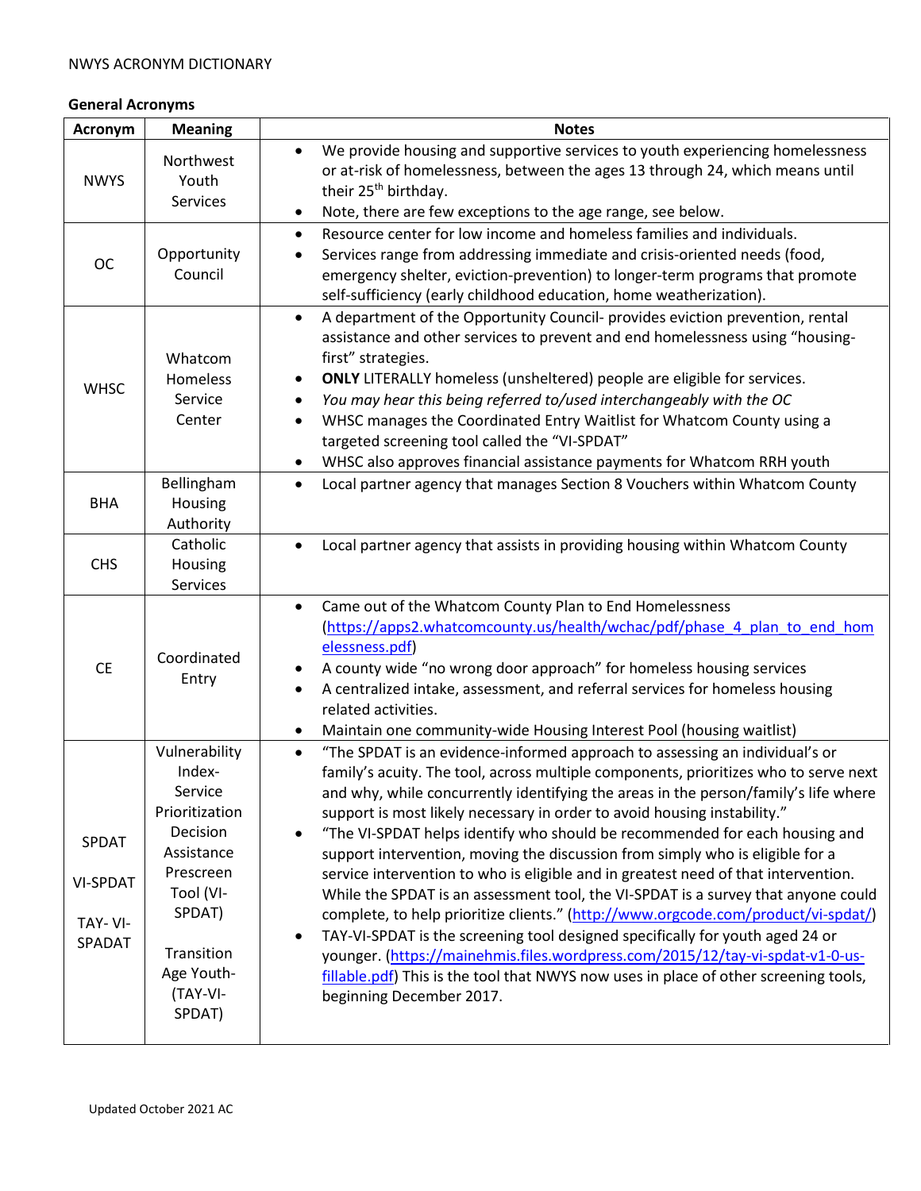NWYS ACRONYM DICTIONARY

**General Acronyms**

| Acronym | Meaning | Notes |
|---|---|---|
| NWYS | Northwest Youth Services | • We provide housing and supportive services to youth experiencing homelessness or at-risk of homelessness, between the ages 13 through 24, which means until their 25th birthday.<br>• Note, there are few exceptions to the age range, see below. |
| OC | Opportunity Council | • Resource center for low income and homeless families and individuals.<br>• Services range from addressing immediate and crisis-oriented needs (food, emergency shelter, eviction-prevention) to longer-term programs that promote self-sufficiency (early childhood education, home weatherization). |
| WHSC | Whatcom Homeless Service Center | • A department of the Opportunity Council- provides eviction prevention, rental assistance and other services to prevent and end homelessness using "housing-first" strategies.<br>• **ONLY** LITERALLY homeless (unsheltered) people are eligible for services.<br>• *You may hear this being referred to/used interchangeably with the OC*<br>• WHSC manages the Coordinated Entry Waitlist for Whatcom County using a targeted screening tool called the "VI-SPDAT"<br>• WHSC also approves financial assistance payments for Whatcom RRH youth |
| BHA | Bellingham Housing Authority | • Local partner agency that manages Section 8 Vouchers within Whatcom County |
| CHS | Catholic Housing Services | • Local partner agency that assists in providing housing within Whatcom County |
| CE | Coordinated Entry | • Came out of the Whatcom County Plan to End Homelessness (https://apps2.whatcomcounty.us/health/wchac/pdf/phase_4_plan_to_end_homelessness.pdf)<br>• A county wide "no wrong door approach" for homeless housing services<br>• A centralized intake, assessment, and referral services for homeless housing related activities.<br>• Maintain one community-wide Housing Interest Pool (housing waitlist) |
| SPDAT<br><br>VI-SPDAT<br><br>TAY- VI-SPADAT | Vulnerability Index-Service Prioritization Decision Assistance Prescreen Tool (VI-SPDAT)<br><br>Transition Age Youth-(TAY-VI-SPDAT) | • "The SPDAT is an evidence-informed approach to assessing an individual's or family's acuity. The tool, across multiple components, prioritizes who to serve next and why, while concurrently identifying the areas in the person/family's life where support is most likely necessary in order to avoid housing instability."<br>• "The VI-SPDAT helps identify who should be recommended for each housing and support intervention, moving the discussion from simply who is eligible for a service intervention to who is eligible and in greatest need of that intervention. While the SPDAT is an assessment tool, the VI-SPDAT is a survey that anyone could complete, to help prioritize clients." (http://www.orgcode.com/product/vi-spdat/)<br>• TAY-VI-SPDAT is the screening tool designed specifically for youth aged 24 or younger. (https://mainehmis.files.wordpress.com/2015/12/tay-vi-spdat-v1-0-us-fillable.pdf) This is the tool that NWYS now uses in place of other screening tools, beginning December 2017. |

Updated October 2021 AC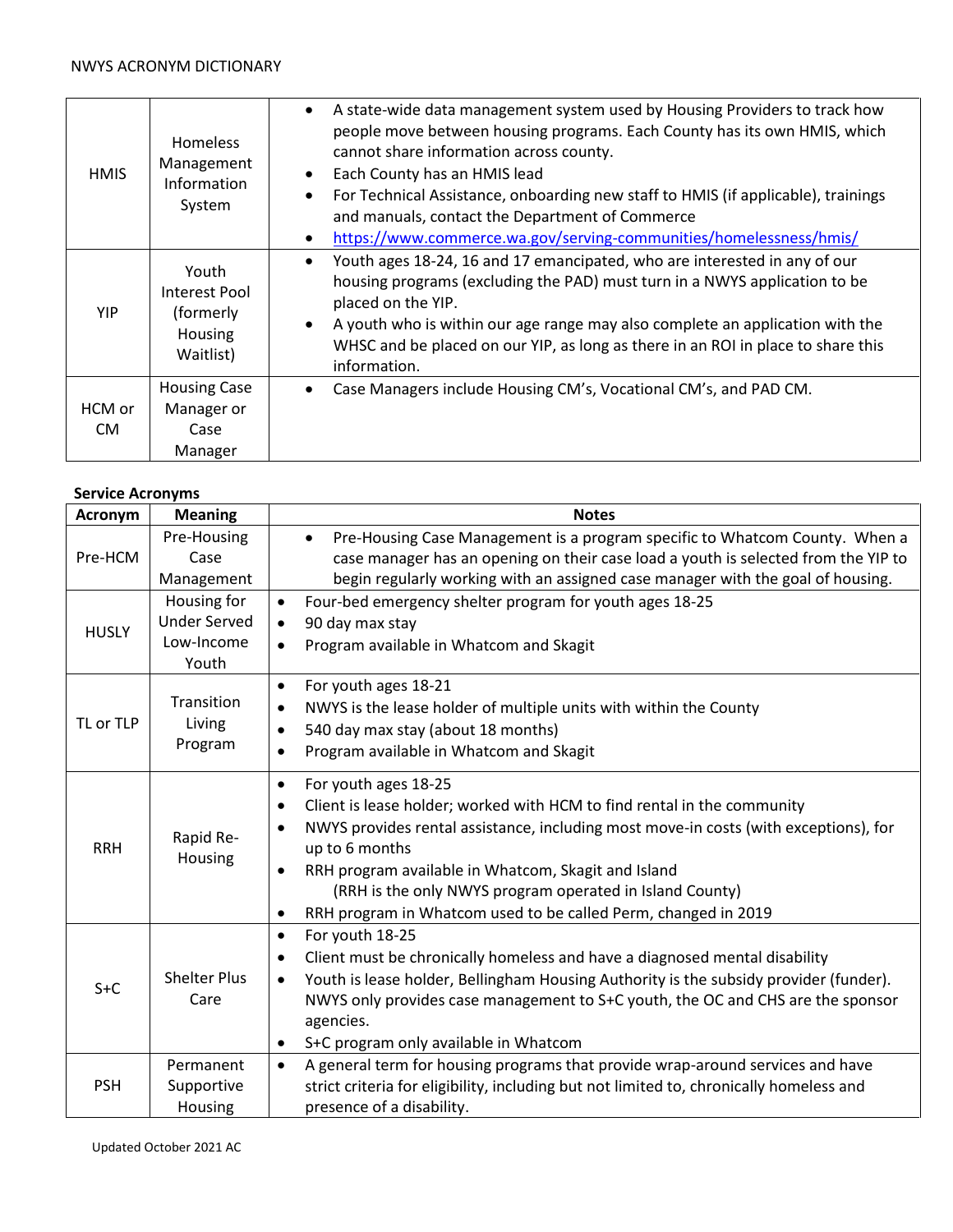| | | |
|---|---|---|
| HMIS | Homeless Management Information System | • A state-wide data management system used by Housing Providers to track how people move between housing programs. Each County has its own HMIS, which cannot share information across county.<br>• Each County has an HMIS lead<br>• For Technical Assistance, onboarding new staff to HMIS (if applicable), trainings and manuals, contact the Department of Commerce<br>• https://www.commerce.wa.gov/serving-communities/homelessness/hmis/ |
| YIP | Youth Interest Pool (formerly Housing Waitlist) | • Youth ages 18-24, 16 and 17 emancipated, who are interested in any of our housing programs (excluding the PAD) must turn in a NWYS application to be placed on the YIP.<br>• A youth who is within our age range may also complete an application with the WHSC and be placed on our YIP, as long as there in an ROI in place to share this information. |
| HCM or CM | Housing Case Manager or Case Manager | • Case Managers include Housing CM's, Vocational CM's, and PAD CM. |

**Service Acronyms**

| Acronym | Meaning | Notes |
|---|---|---|
| Pre-HCM | Pre-Housing Case Management | • Pre-Housing Case Management is a program specific to Whatcom County. When a case manager has an opening on their case load a youth is selected from the YIP to begin regularly working with an assigned case manager with the goal of housing. |
| HUSLY | Housing for Under Served Low-Income Youth | • Four-bed emergency shelter program for youth ages 18-25<br>• 90 day max stay<br>• Program available in Whatcom and Skagit |
| TL or TLP | Transition Living Program | • For youth ages 18-21<br>• NWYS is the lease holder of multiple units with within the County<br>• 540 day max stay (about 18 months)<br>• Program available in Whatcom and Skagit |
| RRH | Rapid Re-Housing | • For youth ages 18-25<br>• Client is lease holder; worked with HCM to find rental in the community<br>• NWYS provides rental assistance, including most move-in costs (with exceptions), for up to 6 months<br>• RRH program available in Whatcom, Skagit and Island (RRH is the only NWYS program operated in Island County)<br>• RRH program in Whatcom used to be called Perm, changed in 2019 |
| S+C | Shelter Plus Care | • For youth 18-25<br>• Client must be chronically homeless and have a diagnosed mental disability<br>• Youth is lease holder, Bellingham Housing Authority is the subsidy provider (funder). NWYS only provides case management to S+C youth, the OC and CHS are the sponsor agencies.<br>• S+C program only available in Whatcom |
| PSH | Permanent Supportive Housing | • A general term for housing programs that provide wrap-around services and have strict criteria for eligibility, including but not limited to, chronically homeless and presence of a disability. |

Updated October 2021 AC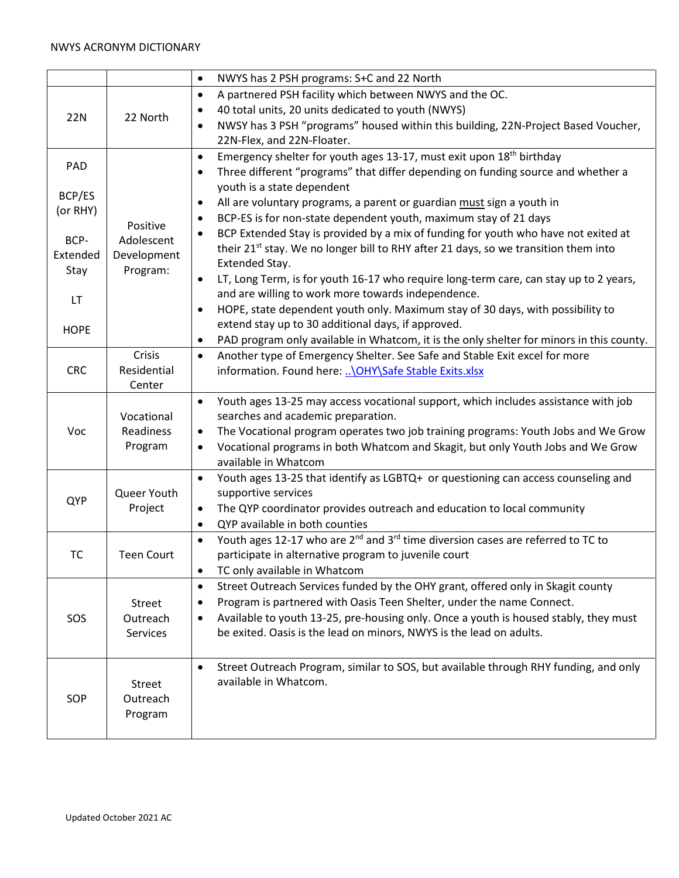| | | |
|---|---|---|
| | | • NWYS has 2 PSH programs: S+C and 22 North |
| 22N | 22 North | • A partnered PSH facility which between NWYS and the OC.<br>• 40 total units, 20 units dedicated to youth (NWYS)<br>• NWSY has 3 PSH "programs" housed within this building, 22N-Project Based Voucher, 22N-Flex, and 22N-Floater. |
| PAD<br><br>BCP/ES (or RHY)<br><br>BCP-Extended Stay<br><br>LT<br><br>HOPE | Positive Adolescent Development Program: | • Emergency shelter for youth ages 13-17, must exit upon 18th birthday<br>• Three different "programs" that differ depending on funding source and whether a youth is a state dependent<br>• All are voluntary programs, a parent or guardian must sign a youth in<br>• BCP-ES is for non-state dependent youth, maximum stay of 21 days<br>• BCP Extended Stay is provided by a mix of funding for youth who have not exited at their 21st stay. We no longer bill to RHY after 21 days, so we transition them into Extended Stay.<br>• LT, Long Term, is for youth 16-17 who require long-term care, can stay up to 2 years, and are willing to work more towards independence.<br>• HOPE, state dependent youth only. Maximum stay of 30 days, with possibility to extend stay up to 30 additional days, if approved.<br>• PAD program only available in Whatcom, it is the only shelter for minors in this county. |
| CRC | Crisis Residential Center | • Another type of Emergency Shelter. See Safe and Stable Exit excel for more information. Found here: [..\OHY\Safe Stable Exits.xlsx](..\OHY\Safe Stable Exits.xlsx) |
| Voc | Vocational Readiness Program | • Youth ages 13-25 may access vocational support, which includes assistance with job searches and academic preparation.<br>• The Vocational program operates two job training programs: Youth Jobs and We Grow<br>• Vocational programs in both Whatcom and Skagit, but only Youth Jobs and We Grow available in Whatcom |
| QYP | Queer Youth Project | • Youth ages 13-25 that identify as LGBTQ+ or questioning can access counseling and supportive services<br>• The QYP coordinator provides outreach and education to local community<br>• QYP available in both counties |
| TC | Teen Court | • Youth ages 12-17 who are 2nd and 3rd time diversion cases are referred to TC to participate in alternative program to juvenile court<br>• TC only available in Whatcom |
| SOS | Street Outreach Services | • Street Outreach Services funded by the OHY grant, offered only in Skagit county<br>• Program is partnered with Oasis Teen Shelter, under the name Connect.<br>• Available to youth 13-25, pre-housing only. Once a youth is housed stably, they must be exited. Oasis is the lead on minors, NWYS is the lead on adults. |
| SOP | Street Outreach Program | • Street Outreach Program, similar to SOS, but available through RHY funding, and only available in Whatcom. |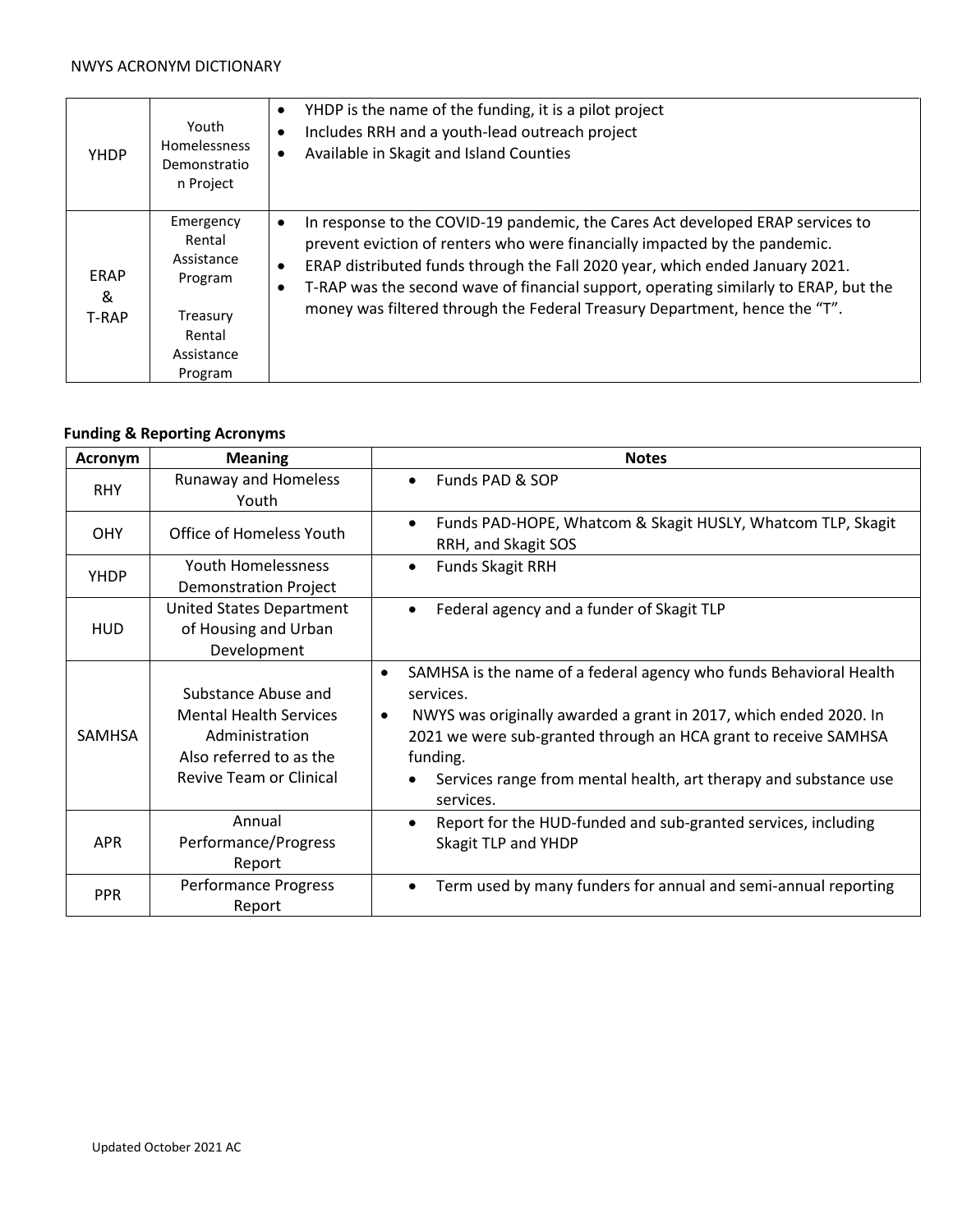| | | |
|---|---|---|
| YHDP | Youth Homelessness Demonstration Project | • YHDP is the name of the funding, it is a pilot project<br>• Includes RRH and a youth-lead outreach project<br>• Available in Skagit and Island Counties |
| ERAP & T-RAP | Emergency Rental Assistance Program<br><br>Treasury Rental Assistance Program | • In response to the COVID-19 pandemic, the Cares Act developed ERAP services to prevent eviction of renters who were financially impacted by the pandemic.<br>• ERAP distributed funds through the Fall 2020 year, which ended January 2021.<br>• T-RAP was the second wave of financial support, operating similarly to ERAP, but the money was filtered through the Federal Treasury Department, hence the "T". |

**Funding & Reporting Acronyms**

| Acronym | Meaning | Notes |
|---|---|---|
| RHY | Runaway and Homeless Youth | • Funds PAD & SOP |
| OHY | Office of Homeless Youth | • Funds PAD-HOPE, Whatcom & Skagit HUSLY, Whatcom TLP, Skagit RRH, and Skagit SOS |
| YHDP | Youth Homelessness Demonstration Project | • Funds Skagit RRH |
| HUD | United States Department of Housing and Urban Development | • Federal agency and a funder of Skagit TLP |
| SAMHSA | Substance Abuse and Mental Health Services Administration<br>Also referred to as the Revive Team or Clinical | • SAMHSA is the name of a federal agency who funds Behavioral Health services.<br>• NWYS was originally awarded a grant in 2017, which ended 2020. In 2021 we were sub-granted through an HCA grant to receive SAMHSA funding.<br>&nbsp;&nbsp;• Services range from mental health, art therapy and substance use services. |
| APR | Annual Performance/Progress Report | • Report for the HUD-funded and sub-granted services, including Skagit TLP and YHDP |
| PPR | Performance Progress Report | • Term used by many funders for annual and semi-annual reporting |

Updated October 2021 AC